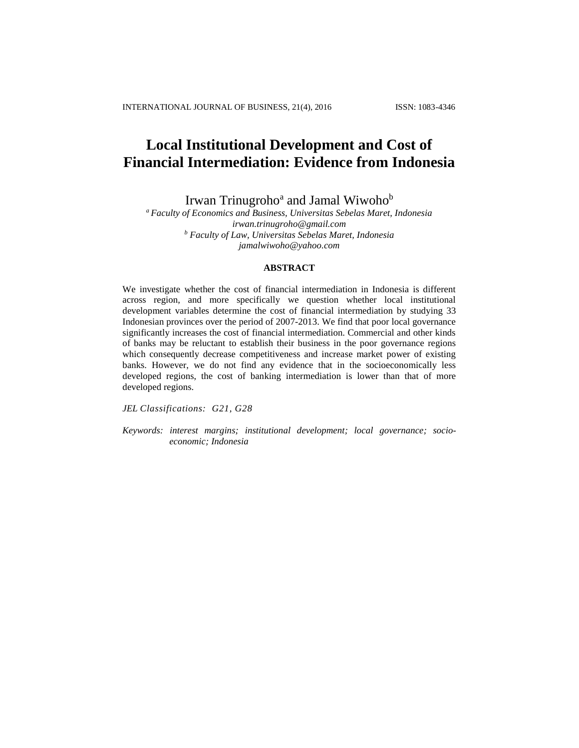# Local Institutional Development and Cost of Financial Intermediation: Evidence from Indonesia

Irwan Trinugroho[a] and Jamal Wiwoho[b]

[a] *Faculty of Economics and Business, Universitas Sebelas Maret, Indonesia*
*irwan.trinugroho@gmail.com*
[b] *Faculty of Law, Universitas Sebelas Maret, Indonesia*
*jamalwiwoho@yahoo.com*

## ABSTRACT

We investigate whether the cost of financial intermediation in Indonesia is different across region, and more specifically we question whether local institutional development variables determine the cost of financial intermediation by studying 33 Indonesian provinces over the period of 2007-2013. We find that poor local governance significantly increases the cost of financial intermediation. Commercial and other kinds of banks may be reluctant to establish their business in the poor governance regions which consequently decrease competitiveness and increase market power of existing banks. However, we do not find any evidence that in the socioeconomically less developed regions, the cost of banking intermediation is lower than that of more developed regions.

*JEL Classifications: G21, G28*

*Keywords: interest margins; institutional development; local governance; socio-economic; Indonesia*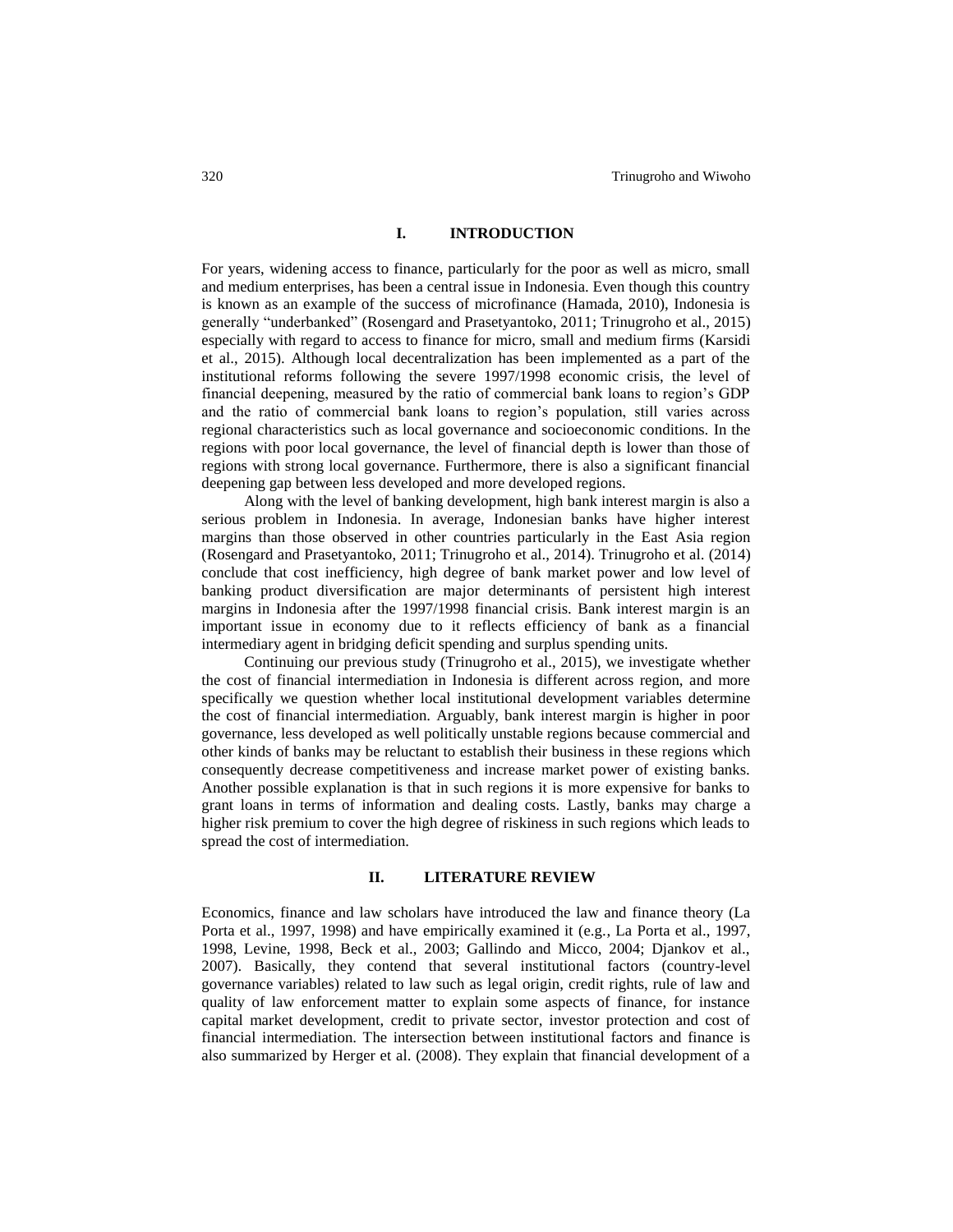## I. INTRODUCTION

For years, widening access to finance, particularly for the poor as well as micro, small and medium enterprises, has been a central issue in Indonesia. Even though this country is known as an example of the success of microfinance (Hamada, 2010), Indonesia is generally "underbanked" (Rosengard and Prasetyantoko, 2011; Trinugroho et al., 2015) especially with regard to access to finance for micro, small and medium firms (Karsidi et al., 2015). Although local decentralization has been implemented as a part of the institutional reforms following the severe 1997/1998 economic crisis, the level of financial deepening, measured by the ratio of commercial bank loans to region's GDP and the ratio of commercial bank loans to region's population, still varies across regional characteristics such as local governance and socioeconomic conditions. In the regions with poor local governance, the level of financial depth is lower than those of regions with strong local governance. Furthermore, there is also a significant financial deepening gap between less developed and more developed regions.

Along with the level of banking development, high bank interest margin is also a serious problem in Indonesia. In average, Indonesian banks have higher interest margins than those observed in other countries particularly in the East Asia region (Rosengard and Prasetyantoko, 2011; Trinugroho et al., 2014). Trinugroho et al. (2014) conclude that cost inefficiency, high degree of bank market power and low level of banking product diversification are major determinants of persistent high interest margins in Indonesia after the 1997/1998 financial crisis. Bank interest margin is an important issue in economy due to it reflects efficiency of bank as a financial intermediary agent in bridging deficit spending and surplus spending units.

Continuing our previous study (Trinugroho et al., 2015), we investigate whether the cost of financial intermediation in Indonesia is different across region, and more specifically we question whether local institutional development variables determine the cost of financial intermediation. Arguably, bank interest margin is higher in poor governance, less developed as well politically unstable regions because commercial and other kinds of banks may be reluctant to establish their business in these regions which consequently decrease competitiveness and increase market power of existing banks. Another possible explanation is that in such regions it is more expensive for banks to grant loans in terms of information and dealing costs. Lastly, banks may charge a higher risk premium to cover the high degree of riskiness in such regions which leads to spread the cost of intermediation.

## II. LITERATURE REVIEW

Economics, finance and law scholars have introduced the law and finance theory (La Porta et al., 1997, 1998) and have empirically examined it (e.g., La Porta et al., 1997, 1998, Levine, 1998, Beck et al., 2003; Gallindo and Micco, 2004; Djankov et al., 2007). Basically, they contend that several institutional factors (country-level governance variables) related to law such as legal origin, credit rights, rule of law and quality of law enforcement matter to explain some aspects of finance, for instance capital market development, credit to private sector, investor protection and cost of financial intermediation. The intersection between institutional factors and finance is also summarized by Herger et al. (2008). They explain that financial development of a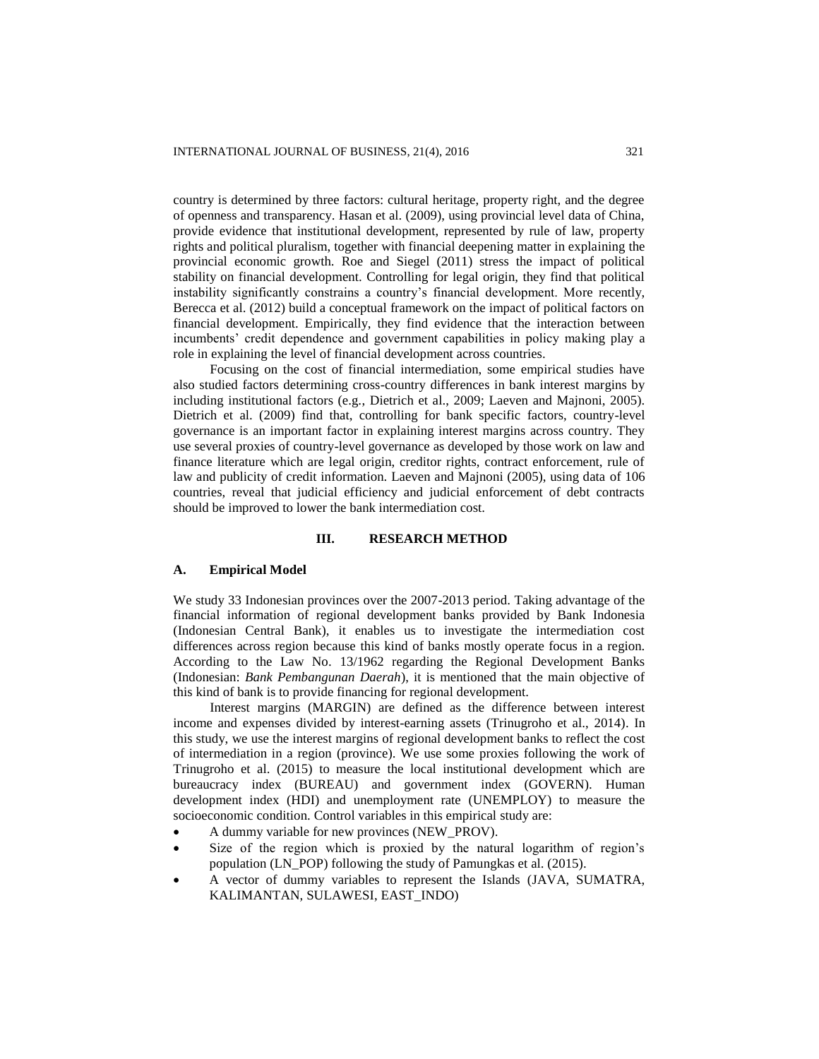country is determined by three factors: cultural heritage, property right, and the degree of openness and transparency. Hasan et al. (2009), using provincial level data of China, provide evidence that institutional development, represented by rule of law, property rights and political pluralism, together with financial deepening matter in explaining the provincial economic growth. Roe and Siegel (2011) stress the impact of political stability on financial development. Controlling for legal origin, they find that political instability significantly constrains a country's financial development. More recently, Berecca et al. (2012) build a conceptual framework on the impact of political factors on financial development. Empirically, they find evidence that the interaction between incumbents' credit dependence and government capabilities in policy making play a role in explaining the level of financial development across countries.

Focusing on the cost of financial intermediation, some empirical studies have also studied factors determining cross-country differences in bank interest margins by including institutional factors (e.g., Dietrich et al., 2009; Laeven and Majnoni, 2005). Dietrich et al. (2009) find that, controlling for bank specific factors, country-level governance is an important factor in explaining interest margins across country. They use several proxies of country-level governance as developed by those work on law and finance literature which are legal origin, creditor rights, contract enforcement, rule of law and publicity of credit information. Laeven and Majnoni (2005), using data of 106 countries, reveal that judicial efficiency and judicial enforcement of debt contracts should be improved to lower the bank intermediation cost.

## III. RESEARCH METHOD

### A. Empirical Model

We study 33 Indonesian provinces over the 2007-2013 period. Taking advantage of the financial information of regional development banks provided by Bank Indonesia (Indonesian Central Bank), it enables us to investigate the intermediation cost differences across region because this kind of banks mostly operate focus in a region. According to the Law No. 13/1962 regarding the Regional Development Banks (Indonesian: *Bank Pembangunan Daerah*), it is mentioned that the main objective of this kind of bank is to provide financing for regional development.

Interest margins (MARGIN) are defined as the difference between interest income and expenses divided by interest-earning assets (Trinugroho et al., 2014). In this study, we use the interest margins of regional development banks to reflect the cost of intermediation in a region (province). We use some proxies following the work of Trinugroho et al. (2015) to measure the local institutional development which are bureaucracy index (BUREAU) and government index (GOVERN). Human development index (HDI) and unemployment rate (UNEMPLOY) to measure the socioeconomic condition. Control variables in this empirical study are:

- A dummy variable for new provinces (NEW_PROV).
- Size of the region which is proxied by the natural logarithm of region's population (LN_POP) following the study of Pamungkas et al. (2015).
- A vector of dummy variables to represent the Islands (JAVA, SUMATRA, KALIMANTAN, SULAWESI, EAST_INDO)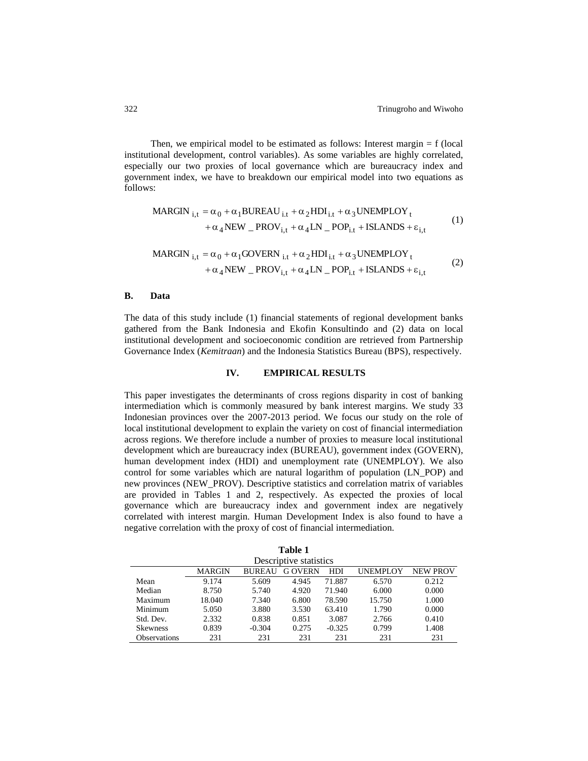Then, we empirical model to be estimated as follows: Interest margin = f (local institutional development, control variables). As some variables are highly correlated, especially our two proxies of local governance which are bureaucracy index and government index, we have to breakdown our empirical model into two equations as follows:

$$\text{MARGIN}_{i,t} = \alpha_0 + \alpha_1 \text{BUREAU}_{i.t} + \alpha_2 \text{HDI}_{i.t} + \alpha_3 \text{UNEMPLOY}_t + \alpha_4 \text{NEW\_PROV}_{i,t} + \alpha_4 \text{LN\_POP}_{i.t} + \text{ISLANDS} + \varepsilon_{i,t} \tag{1}$$

$$\text{MARGIN}_{i,t} = \alpha_0 + \alpha_1 \text{GOVERN}_{i.t} + \alpha_2 \text{HDI}_{i.t} + \alpha_3 \text{UNEMPLOY}_t + \alpha_4 \text{NEW\_PROV}_{i,t} + \alpha_4 \text{LN\_POP}_{i.t} + \text{ISLANDS} + \varepsilon_{i,t} \tag{2}$$

### B. Data

The data of this study include (1) financial statements of regional development banks gathered from the Bank Indonesia and Ekofin Konsultindo and (2) data on local institutional development and socioeconomic condition are retrieved from Partnership Governance Index (*Kemitraan*) and the Indonesia Statistics Bureau (BPS), respectively.

## IV. EMPIRICAL RESULTS

This paper investigates the determinants of cross regions disparity in cost of banking intermediation which is commonly measured by bank interest margins. We study 33 Indonesian provinces over the 2007-2013 period. We focus our study on the role of local institutional development to explain the variety on cost of financial intermediation across regions. We therefore include a number of proxies to measure local institutional development which are bureaucracy index (BUREAU), government index (GOVERN), human development index (HDI) and unemployment rate (UNEMPLOY). We also control for some variables which are natural logarithm of population (LN_POP) and new provinces (NEW_PROV). Descriptive statistics and correlation matrix of variables are provided in Tables 1 and 2, respectively. As expected the proxies of local governance which are bureaucracy index and government index are negatively correlated with interest margin. Human Development Index is also found to have a negative correlation with the proxy of cost of financial intermediation.

**Table 1**
Descriptive statistics

| | MARGIN | BUREAU | G OVERN | HDI | UNEMPLOY | NEW PROV |
|---|---|---|---|---|---|---|
| Mean | 9.174 | 5.609 | 4.945 | 71.887 | 6.570 | 0.212 |
| Median | 8.750 | 5.740 | 4.920 | 71.940 | 6.000 | 0.000 |
| Maximum | 18.040 | 7.340 | 6.800 | 78.590 | 15.750 | 1.000 |
| Minimum | 5.050 | 3.880 | 3.530 | 63.410 | 1.790 | 0.000 |
| Std. Dev. | 2.332 | 0.838 | 0.851 | 3.087 | 2.766 | 0.410 |
| Skewness | 0.839 | -0.304 | 0.275 | -0.325 | 0.799 | 1.408 |
| Observations | 231 | 231 | 231 | 231 | 231 | 231 |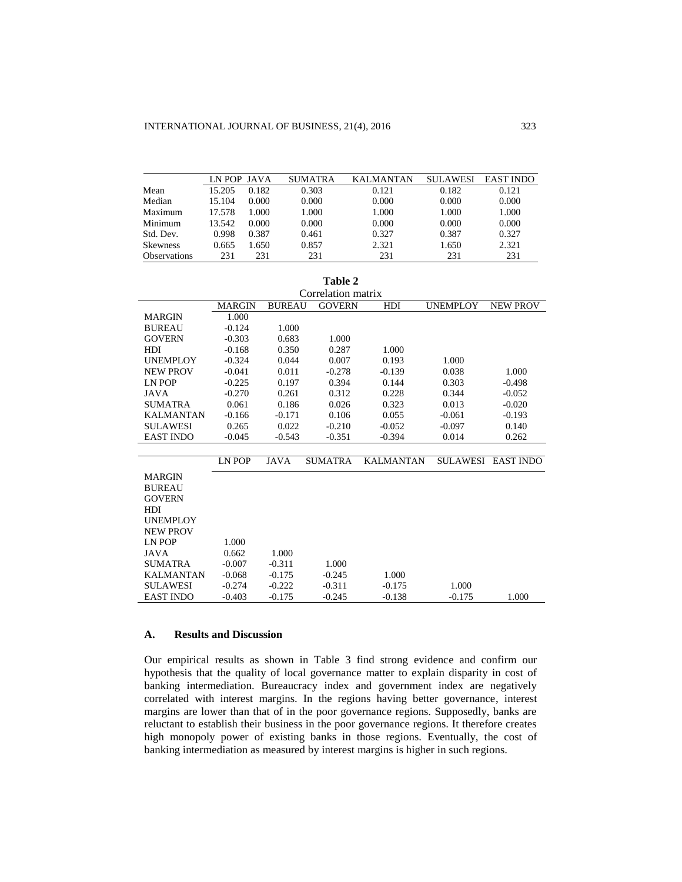| | LN POP | JAVA | SUMATRA | KALMANTAN | SULAWESI | EAST INDO |
|---|---|---|---|---|---|---|
| Mean | 15.205 | 0.182 | 0.303 | 0.121 | 0.182 | 0.121 |
| Median | 15.104 | 0.000 | 0.000 | 0.000 | 0.000 | 0.000 |
| Maximum | 17.578 | 1.000 | 1.000 | 1.000 | 1.000 | 1.000 |
| Minimum | 13.542 | 0.000 | 0.000 | 0.000 | 0.000 | 0.000 |
| Std. Dev. | 0.998 | 0.387 | 0.461 | 0.327 | 0.387 | 0.327 |
| Skewness | 0.665 | 1.650 | 0.857 | 2.321 | 1.650 | 2.321 |
| Observations | 231 | 231 | 231 | 231 | 231 | 231 |

**Table 2**

Correlation matrix

| | MARGIN | BUREAU | GOVERN | HDI | UNEMPLOY | NEW PROV |
|---|---|---|---|---|---|---|
| MARGIN | 1.000 | | | | | |
| BUREAU | -0.124 | 1.000 | | | | |
| GOVERN | -0.303 | 0.683 | 1.000 | | | |
| HDI | -0.168 | 0.350 | 0.287 | 1.000 | | |
| UNEMPLOY | -0.324 | 0.044 | 0.007 | 0.193 | 1.000 | |
| NEW PROV | -0.041 | 0.011 | -0.278 | -0.139 | 0.038 | 1.000 |
| LN POP | -0.225 | 0.197 | 0.394 | 0.144 | 0.303 | -0.498 |
| JAVA | -0.270 | 0.261 | 0.312 | 0.228 | 0.344 | -0.052 |
| SUMATRA | 0.061 | 0.186 | 0.026 | 0.323 | 0.013 | -0.020 |
| KALMANTAN | -0.166 | -0.171 | 0.106 | 0.055 | -0.061 | -0.193 |
| SULAWESI | 0.265 | 0.022 | -0.210 | -0.052 | -0.097 | 0.140 |
| EAST INDO | -0.045 | -0.543 | -0.351 | -0.394 | 0.014 | 0.262 |

| | LN POP | JAVA | SUMATRA | KALMANTAN | SULAWESI | EAST INDO |
|---|---|---|---|---|---|---|
| MARGIN | | | | | | |
| BUREAU | | | | | | |
| GOVERN | | | | | | |
| HDI | | | | | | |
| UNEMPLOY | | | | | | |
| NEW PROV | | | | | | |
| LN POP | 1.000 | | | | | |
| JAVA | 0.662 | 1.000 | | | | |
| SUMATRA | -0.007 | -0.311 | 1.000 | | | |
| KALMANTAN | -0.068 | -0.175 | -0.245 | 1.000 | | |
| SULAWESI | -0.274 | -0.222 | -0.311 | -0.175 | 1.000 | |
| EAST INDO | -0.403 | -0.175 | -0.245 | -0.138 | -0.175 | 1.000 |

## A. Results and Discussion

Our empirical results as shown in Table 3 find strong evidence and confirm our hypothesis that the quality of local governance matter to explain disparity in cost of banking intermediation. Bureaucracy index and government index are negatively correlated with interest margins. In the regions having better governance, interest margins are lower than that of in the poor governance regions. Supposedly, banks are reluctant to establish their business in the poor governance regions. It therefore creates high monopoly power of existing banks in those regions. Eventually, the cost of banking intermediation as measured by interest margins is higher in such regions.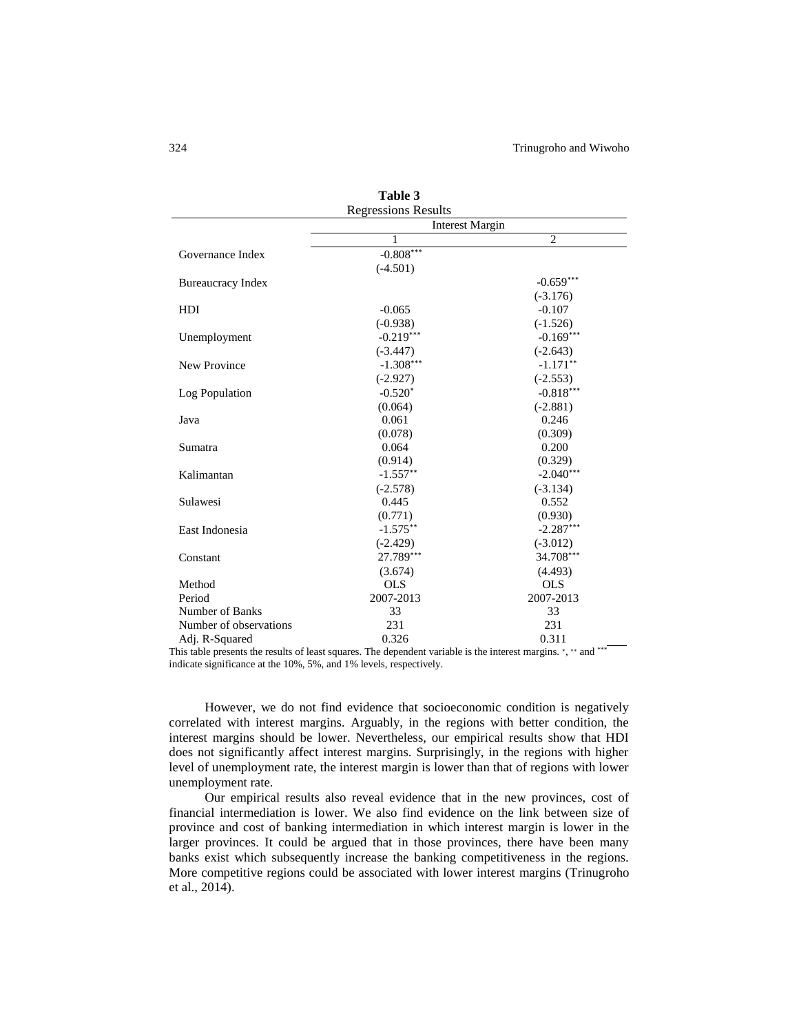**Table 3**

Regressions Results

| | Interest Margin | |
|---|---|---|
| | 1 | 2 |
| Governance Index | -0.808*** | |
| | (-4.501) | |
| Bureaucracy Index | | -0.659*** |
| | | (-3.176) |
| HDI | -0.065 | -0.107 |
| | (-0.938) | (-1.526) |
| Unemployment | -0.219*** | -0.169*** |
| | (-3.447) | (-2.643) |
| New Province | -1.308*** | -1.171** |
| | (-2.927) | (-2.553) |
| Log Population | -0.520* | -0.818*** |
| | (0.064) | (-2.881) |
| Java | 0.061 | 0.246 |
| | (0.078) | (0.309) |
| Sumatra | 0.064 | 0.200 |
| | (0.914) | (0.329) |
| Kalimantan | -1.557** | -2.040*** |
| | (-2.578) | (-3.134) |
| Sulawesi | 0.445 | 0.552 |
| | (0.771) | (0.930) |
| East Indonesia | -1.575** | -2.287*** |
| | (-2.429) | (-3.012) |
| Constant | 27.789*** | 34.708*** |
| | (3.674) | (4.493) |
| Method | OLS | OLS |
| Period | 2007-2013 | 2007-2013 |
| Number of Banks | 33 | 33 |
| Number of observations | 231 | 231 |
| Adj. R-Squared | 0.326 | 0.311 |

This table presents the results of least squares. The dependent variable is the interest margins. *, ** and *** indicate significance at the 10%, 5%, and 1% levels, respectively.

However, we do not find evidence that socioeconomic condition is negatively correlated with interest margins. Arguably, in the regions with better condition, the interest margins should be lower. Nevertheless, our empirical results show that HDI does not significantly affect interest margins. Surprisingly, in the regions with higher level of unemployment rate, the interest margin is lower than that of regions with lower unemployment rate.

Our empirical results also reveal evidence that in the new provinces, cost of financial intermediation is lower. We also find evidence on the link between size of province and cost of banking intermediation in which interest margin is lower in the larger provinces. It could be argued that in those provinces, there have been many banks exist which subsequently increase the banking competitiveness in the regions. More competitive regions could be associated with lower interest margins (Trinugroho et al., 2014).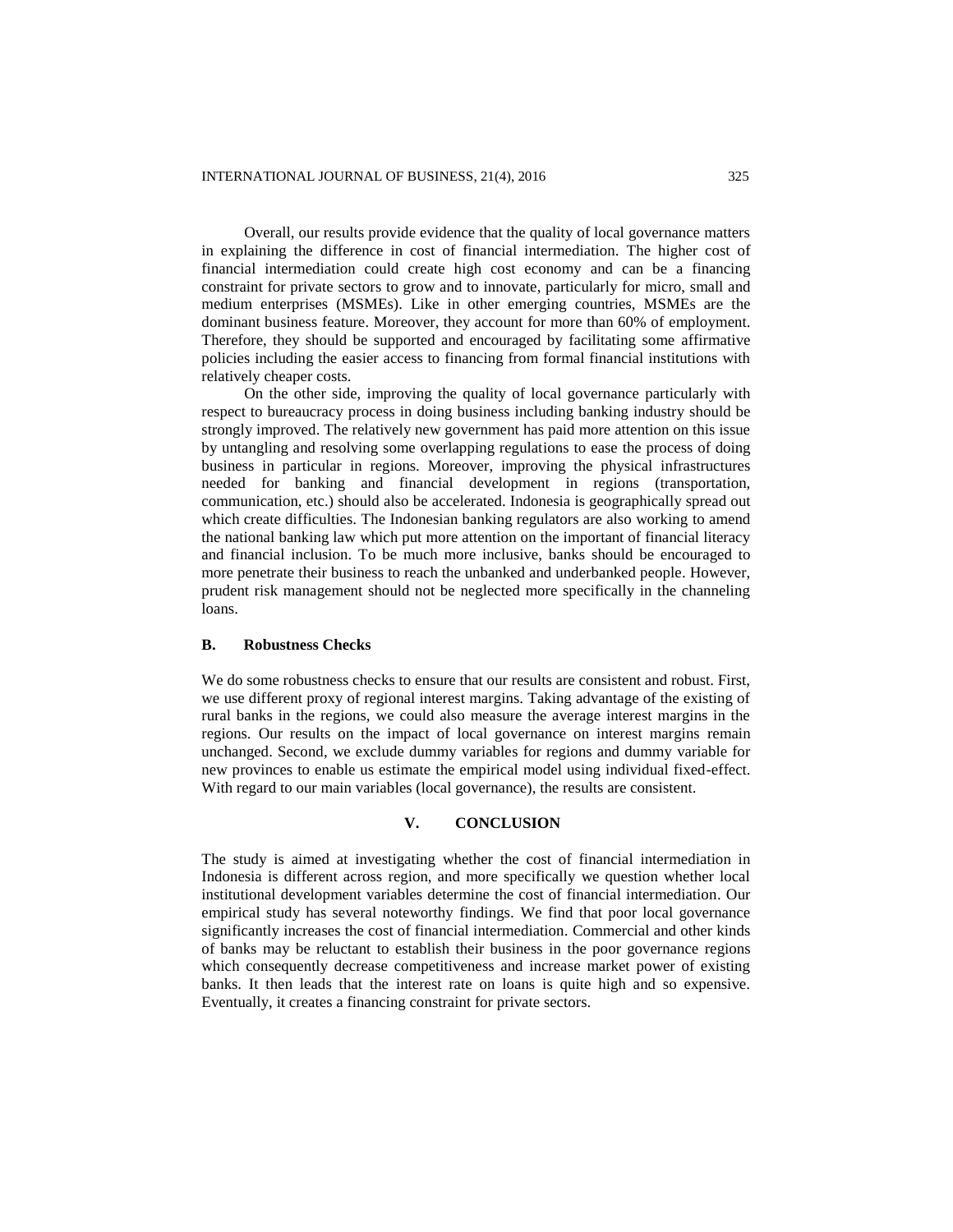Overall, our results provide evidence that the quality of local governance matters in explaining the difference in cost of financial intermediation. The higher cost of financial intermediation could create high cost economy and can be a financing constraint for private sectors to grow and to innovate, particularly for micro, small and medium enterprises (MSMEs). Like in other emerging countries, MSMEs are the dominant business feature. Moreover, they account for more than 60% of employment. Therefore, they should be supported and encouraged by facilitating some affirmative policies including the easier access to financing from formal financial institutions with relatively cheaper costs.

On the other side, improving the quality of local governance particularly with respect to bureaucracy process in doing business including banking industry should be strongly improved. The relatively new government has paid more attention on this issue by untangling and resolving some overlapping regulations to ease the process of doing business in particular in regions. Moreover, improving the physical infrastructures needed for banking and financial development in regions (transportation, communication, etc.) should also be accelerated. Indonesia is geographically spread out which create difficulties. The Indonesian banking regulators are also working to amend the national banking law which put more attention on the important of financial literacy and financial inclusion. To be much more inclusive, banks should be encouraged to more penetrate their business to reach the unbanked and underbanked people. However, prudent risk management should not be neglected more specifically in the channeling loans.

### B. Robustness Checks

We do some robustness checks to ensure that our results are consistent and robust. First, we use different proxy of regional interest margins. Taking advantage of the existing of rural banks in the regions, we could also measure the average interest margins in the regions. Our results on the impact of local governance on interest margins remain unchanged. Second, we exclude dummy variables for regions and dummy variable for new provinces to enable us estimate the empirical model using individual fixed-effect. With regard to our main variables (local governance), the results are consistent.

## V. CONCLUSION

The study is aimed at investigating whether the cost of financial intermediation in Indonesia is different across region, and more specifically we question whether local institutional development variables determine the cost of financial intermediation. Our empirical study has several noteworthy findings. We find that poor local governance significantly increases the cost of financial intermediation. Commercial and other kinds of banks may be reluctant to establish their business in the poor governance regions which consequently decrease competitiveness and increase market power of existing banks. It then leads that the interest rate on loans is quite high and so expensive. Eventually, it creates a financing constraint for private sectors.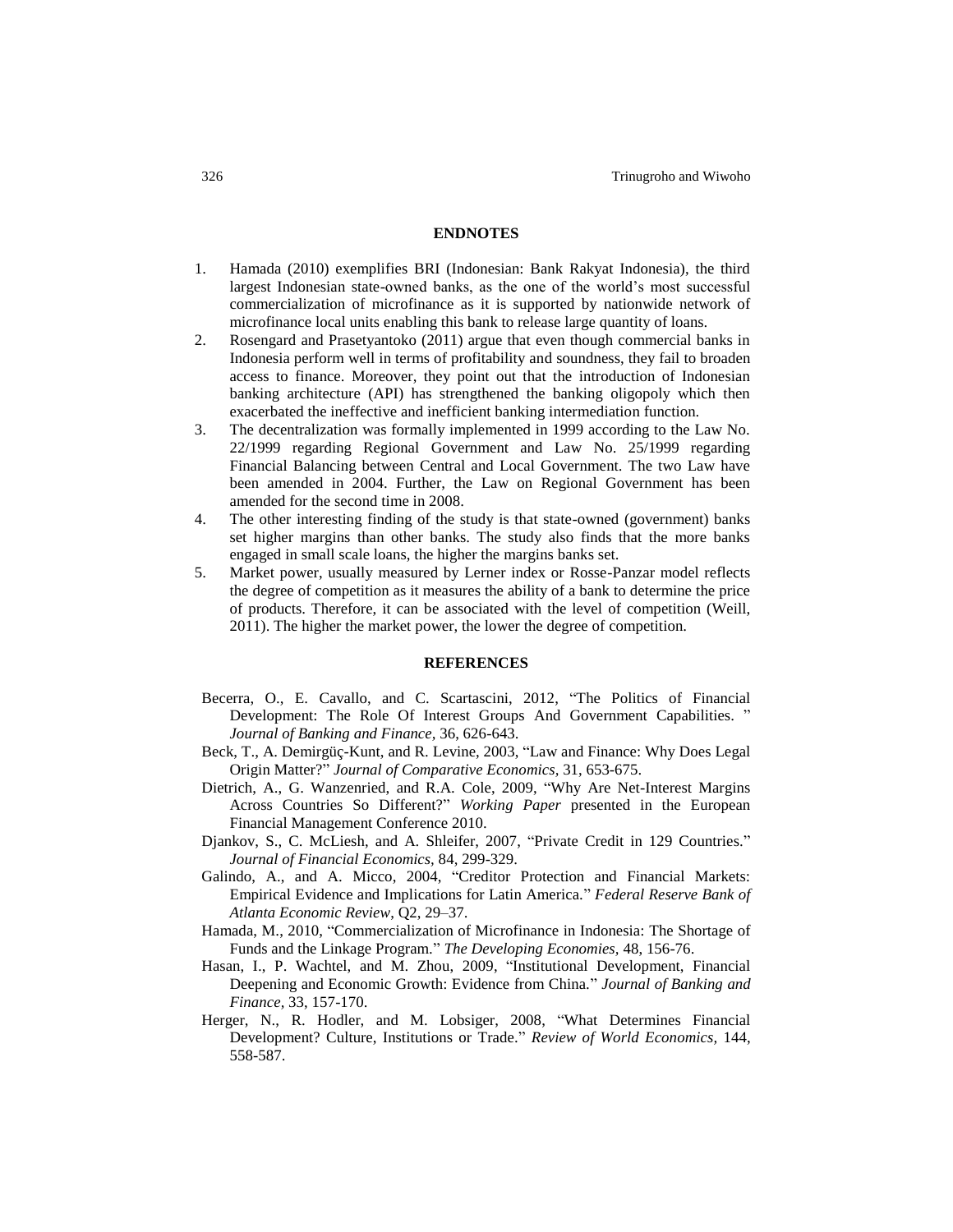## ENDNOTES

1. Hamada (2010) exemplifies BRI (Indonesian: Bank Rakyat Indonesia), the third largest Indonesian state-owned banks, as the one of the world's most successful commercialization of microfinance as it is supported by nationwide network of microfinance local units enabling this bank to release large quantity of loans.
2. Rosengard and Prasetyantoko (2011) argue that even though commercial banks in Indonesia perform well in terms of profitability and soundness, they fail to broaden access to finance. Moreover, they point out that the introduction of Indonesian banking architecture (API) has strengthened the banking oligopoly which then exacerbated the ineffective and inefficient banking intermediation function.
3. The decentralization was formally implemented in 1999 according to the Law No. 22/1999 regarding Regional Government and Law No. 25/1999 regarding Financial Balancing between Central and Local Government. The two Law have been amended in 2004. Further, the Law on Regional Government has been amended for the second time in 2008.
4. The other interesting finding of the study is that state-owned (government) banks set higher margins than other banks. The study also finds that the more banks engaged in small scale loans, the higher the margins banks set.
5. Market power, usually measured by Lerner index or Rosse-Panzar model reflects the degree of competition as it measures the ability of a bank to determine the price of products. Therefore, it can be associated with the level of competition (Weill, 2011). The higher the market power, the lower the degree of competition.

## REFERENCES

Becerra, O., E. Cavallo, and C. Scartascini, 2012, "The Politics of Financial Development: The Role Of Interest Groups And Government Capabilities. " *Journal of Banking and Finance,* 36, 626-643.

Beck, T., A. Demirgüç-Kunt, and R. Levine, 2003, "Law and Finance: Why Does Legal Origin Matter?" *Journal of Comparative Economics,* 31, 653-675.

Dietrich, A., G. Wanzenried, and R.A. Cole, 2009, "Why Are Net-Interest Margins Across Countries So Different?" *Working Paper* presented in the European Financial Management Conference 2010.

Djankov, S., C. McLiesh, and A. Shleifer, 2007, "Private Credit in 129 Countries." *Journal of Financial Economics,* 84, 299-329.

Galindo, A., and A. Micco, 2004, "Creditor Protection and Financial Markets: Empirical Evidence and Implications for Latin America." *Federal Reserve Bank of Atlanta Economic Review,* Q2, 29–37.

Hamada, M., 2010, "Commercialization of Microfinance in Indonesia: The Shortage of Funds and the Linkage Program." *The Developing Economies,* 48, 156-76.

Hasan, I., P. Wachtel, and M. Zhou, 2009, "Institutional Development, Financial Deepening and Economic Growth: Evidence from China." *Journal of Banking and Finance,* 33, 157-170.

Herger, N., R. Hodler, and M. Lobsiger, 2008, "What Determines Financial Development? Culture, Institutions or Trade." *Review of World Economics,* 144, 558-587.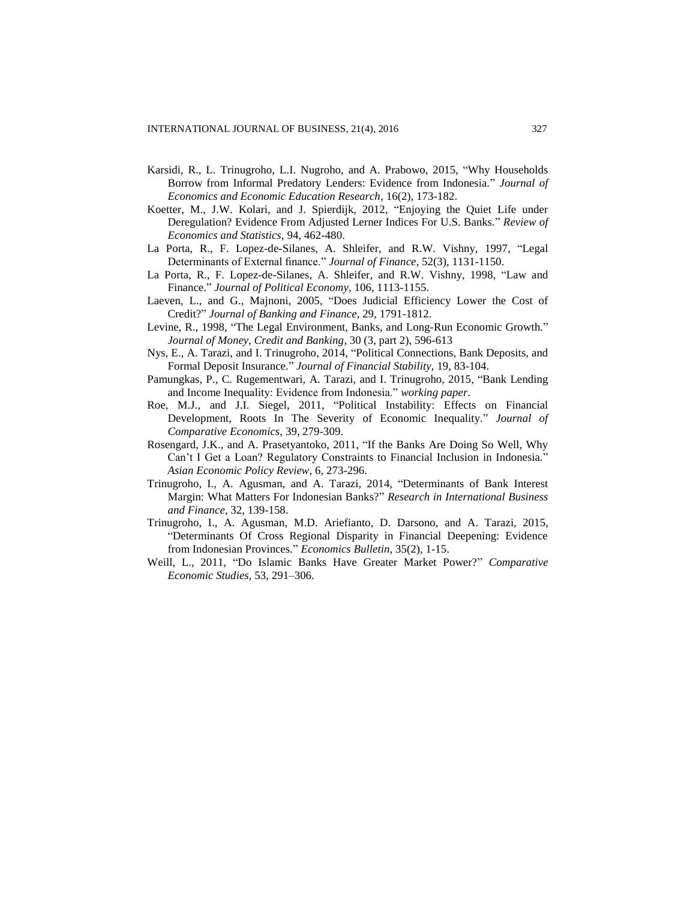Karsidi, R., L. Trinugroho, L.I. Nugroho, and A. Prabowo, 2015, "Why Households Borrow from Informal Predatory Lenders: Evidence from Indonesia." *Journal of Economics and Economic Education Research,* 16(2), 173-182.

Koetter, M., J.W. Kolari, and J. Spierdijk, 2012, "Enjoying the Quiet Life under Deregulation? Evidence From Adjusted Lerner Indices For U.S. Banks." *Review of Economics and Statistics,* 94, 462-480.

La Porta, R., F. Lopez-de-Silanes, A. Shleifer, and R.W. Vishny, 1997, "Legal Determinants of External finance." *Journal of Finance,* 52(3), 1131-1150.

La Porta, R., F. Lopez-de-Silanes, A. Shleifer, and R.W. Vishny, 1998, "Law and Finance." *Journal of Political Economy,* 106, 1113-1155.

Laeven, L., and G., Majnoni, 2005, "Does Judicial Efficiency Lower the Cost of Credit?" *Journal of Banking and Finance,* 29, 1791-1812.

Levine, R., 1998, "The Legal Environment, Banks, and Long-Run Economic Growth." *Journal of Money, Credit and Banking,* 30 (3, part 2), 596-613

Nys, E., A. Tarazi, and I. Trinugroho, 2014, "Political Connections, Bank Deposits, and Formal Deposit Insurance." *Journal of Financial Stability,* 19, 83-104.

Pamungkas, P., C. Rugementwari, A. Tarazi, and I. Trinugroho, 2015, "Bank Lending and Income Inequality: Evidence from Indonesia." *working paper.*

Roe, M.J., and J.I. Siegel, 2011, "Political Instability: Effects on Financial Development, Roots In The Severity of Economic Inequality." *Journal of Comparative Economics,* 39, 279-309.

Rosengard, J.K., and A. Prasetyantoko, 2011, "If the Banks Are Doing So Well, Why Can't I Get a Loan? Regulatory Constraints to Financial Inclusion in Indonesia." *Asian Economic Policy Review,* 6, 273-296.

Trinugroho, I., A. Agusman, and A. Tarazi, 2014, "Determinants of Bank Interest Margin: What Matters For Indonesian Banks?" *Research in International Business and Finance,* 32, 139-158.

Trinugroho, I., A. Agusman, M.D. Ariefianto, D. Darsono, and A. Tarazi, 2015, "Determinants Of Cross Regional Disparity in Financial Deepening: Evidence from Indonesian Provinces." *Economics Bulletin,* 35(2), 1-15.

Weill, L., 2011, "Do Islamic Banks Have Greater Market Power?" *Comparative Economic Studies,* 53, 291–306.